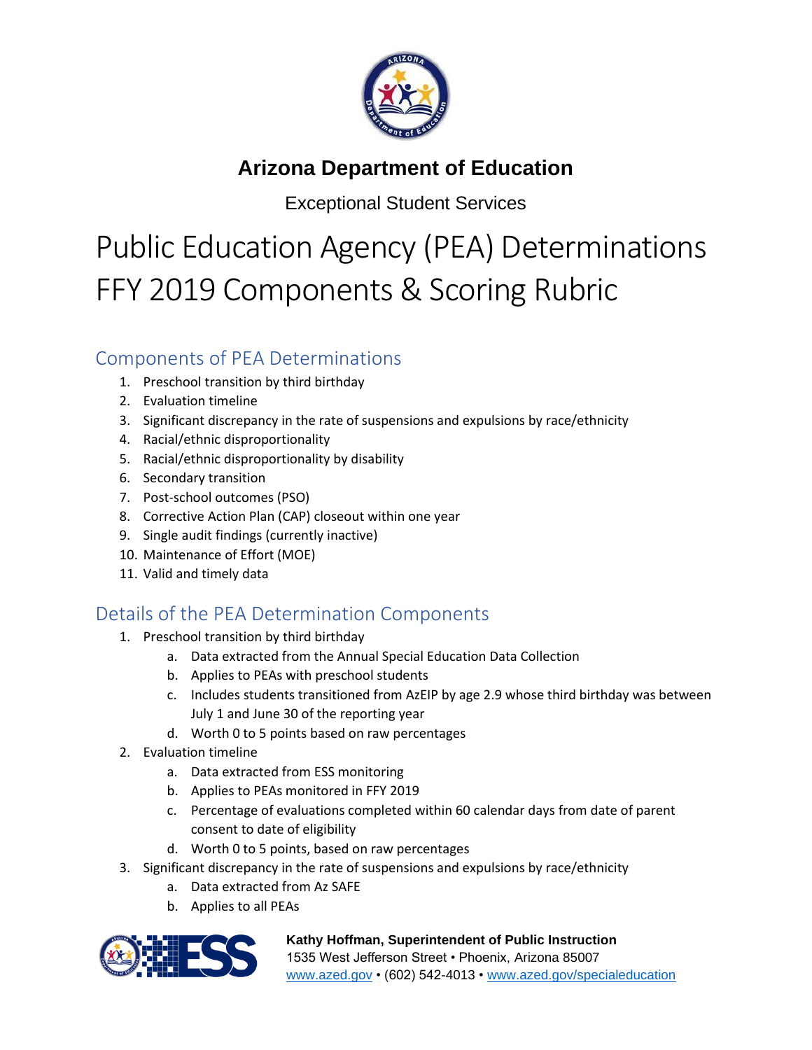# Arizona Department of Education

Exceptional Student Services

# Public Education Agency (PEA) Determinations FFY 2019 Components & Scoring Rubric

## Components of PEA Determinations

1. Preschool transition by third birthday
2. Evaluation timeline
3. Significant discrepancy in the rate of suspensions and expulsions by race/ethnicity
4. Racial/ethnic disproportionality
5. Racial/ethnic disproportionality by disability
6. Secondary transition
7. Post-school outcomes (PSO)
8. Corrective Action Plan (CAP) closeout within one year
9. Single audit findings (currently inactive)
10. Maintenance of Effort (MOE)
11. Valid and timely data

## Details of the PEA Determination Components

1. Preschool transition by third birthday
   a. Data extracted from the Annual Special Education Data Collection
   b. Applies to PEAs with preschool students
   c. Includes students transitioned from AzEIP by age 2.9 whose third birthday was between July 1 and June 30 of the reporting year
   d. Worth 0 to 5 points based on raw percentages
2. Evaluation timeline
   a. Data extracted from ESS monitoring
   b. Applies to PEAs monitored in FFY 2019
   c. Percentage of evaluations completed within 60 calendar days from date of parent consent to date of eligibility
   d. Worth 0 to 5 points, based on raw percentages
3. Significant discrepancy in the rate of suspensions and expulsions by race/ethnicity
   a. Data extracted from Az SAFE
   b. Applies to all PEAs

**Kathy Hoffman, Superintendent of Public Instruction**
1535 West Jefferson Street • Phoenix, Arizona 85007
www.azed.gov • (602) 542-4013 • www.azed.gov/specialeducation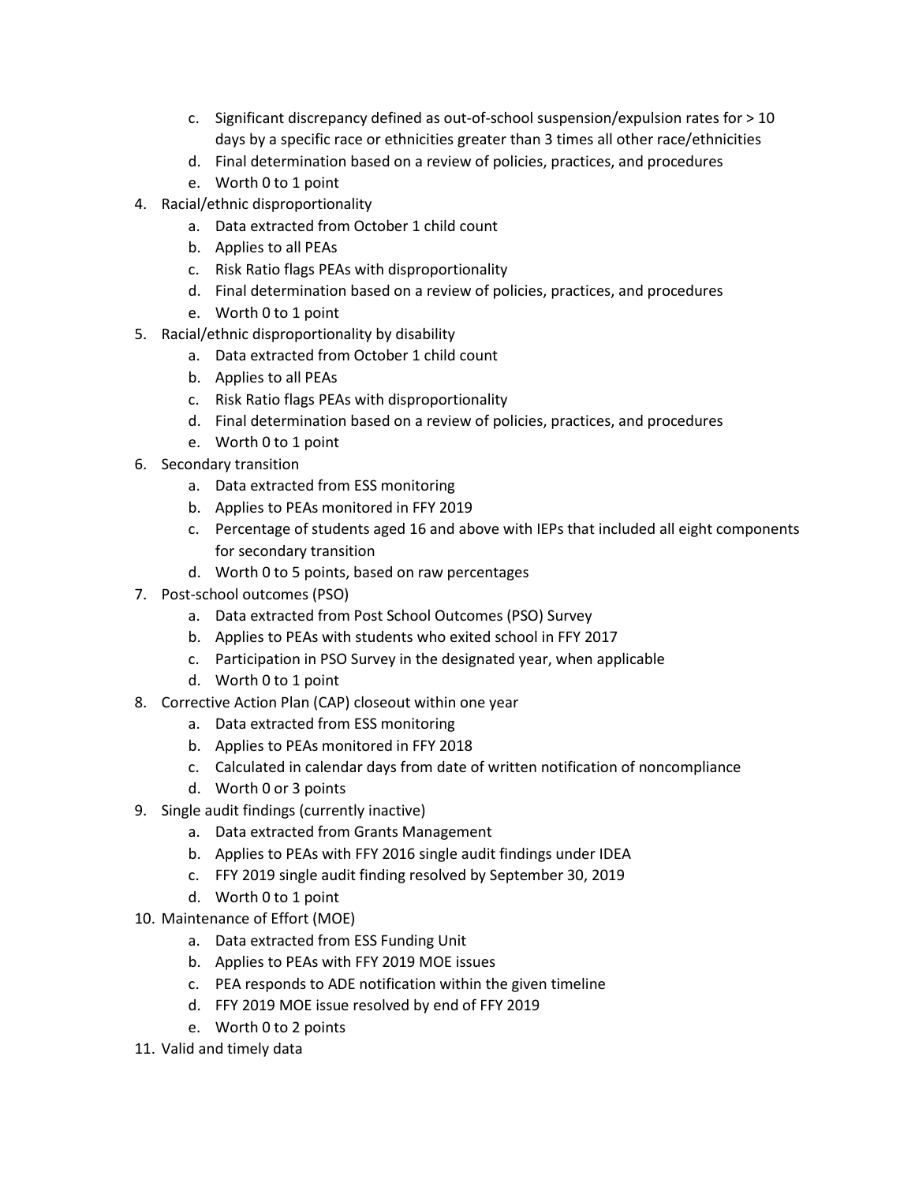c. Significant discrepancy defined as out-of-school suspension/expulsion rates for > 10 days by a specific race or ethnicities greater than 3 times all other race/ethnicities
   d. Final determination based on a review of policies, practices, and procedures
   e. Worth 0 to 1 point

4. Racial/ethnic disproportionality
   a. Data extracted from October 1 child count
   b. Applies to all PEAs
   c. Risk Ratio flags PEAs with disproportionality
   d. Final determination based on a review of policies, practices, and procedures
   e. Worth 0 to 1 point
5. Racial/ethnic disproportionality by disability
   a. Data extracted from October 1 child count
   b. Applies to all PEAs
   c. Risk Ratio flags PEAs with disproportionality
   d. Final determination based on a review of policies, practices, and procedures
   e. Worth 0 to 1 point
6. Secondary transition
   a. Data extracted from ESS monitoring
   b. Applies to PEAs monitored in FFY 2019
   c. Percentage of students aged 16 and above with IEPs that included all eight components for secondary transition
   d. Worth 0 to 5 points, based on raw percentages
7. Post-school outcomes (PSO)
   a. Data extracted from Post School Outcomes (PSO) Survey
   b. Applies to PEAs with students who exited school in FFY 2017
   c. Participation in PSO Survey in the designated year, when applicable
   d. Worth 0 to 1 point
8. Corrective Action Plan (CAP) closeout within one year
   a. Data extracted from ESS monitoring
   b. Applies to PEAs monitored in FFY 2018
   c. Calculated in calendar days from date of written notification of noncompliance
   d. Worth 0 or 3 points
9. Single audit findings (currently inactive)
   a. Data extracted from Grants Management
   b. Applies to PEAs with FFY 2016 single audit findings under IDEA
   c. FFY 2019 single audit finding resolved by September 30, 2019
   d. Worth 0 to 1 point
10. Maintenance of Effort (MOE)
    a. Data extracted from ESS Funding Unit
    b. Applies to PEAs with FFY 2019 MOE issues
    c. PEA responds to ADE notification within the given timeline
    d. FFY 2019 MOE issue resolved by end of FFY 2019
    e. Worth 0 to 2 points
11. Valid and timely data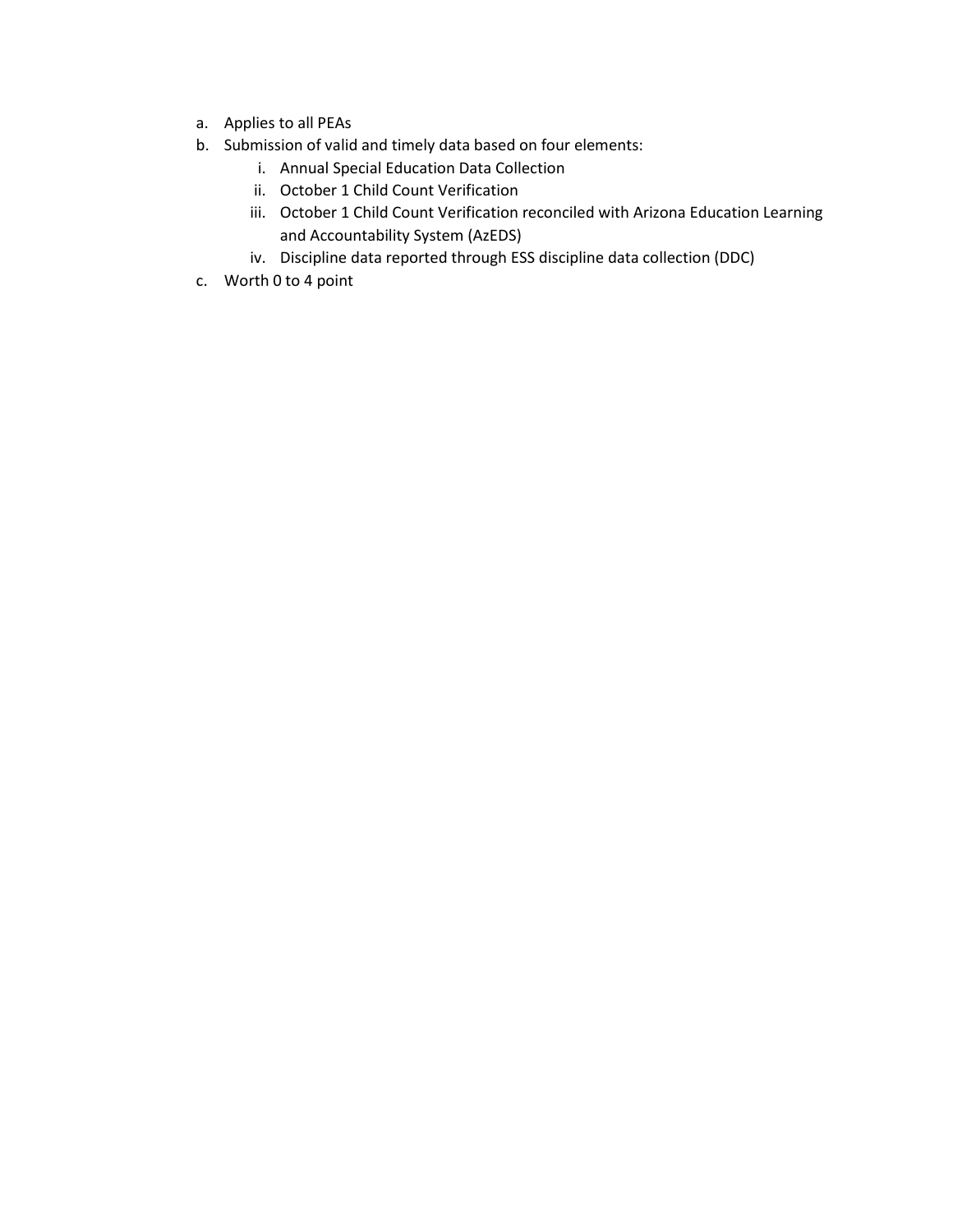a. Applies to all PEAs
b. Submission of valid and timely data based on four elements:
   i. Annual Special Education Data Collection
   ii. October 1 Child Count Verification
   iii. October 1 Child Count Verification reconciled with Arizona Education Learning and Accountability System (AzEDS)
   iv. Discipline data reported through ESS discipline data collection (DDC)
c. Worth 0 to 4 point